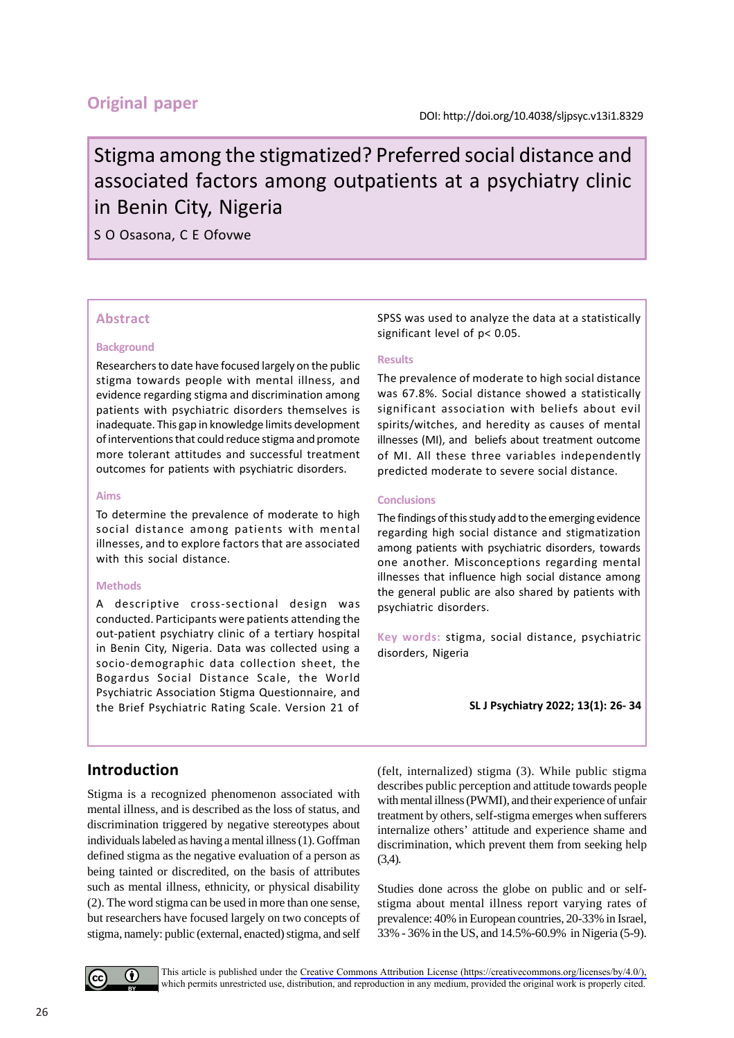Original paper

DOI: http://doi.org/10.4038/sljpsyc.v13i1.8329

# Stigma among the stigmatized? Preferred social distance and associated factors among outpatients at a psychiatry clinic in Benin City, Nigeria

S O Osasona, C E Ofovwe

## Abstract

### Background

Researchers to date have focused largely on the public stigma towards people with mental illness, and evidence regarding stigma and discrimination among patients with psychiatric disorders themselves is inadequate. This gap in knowledge limits development of interventions that could reduce stigma and promote more tolerant attitudes and successful treatment outcomes for patients with psychiatric disorders.

### Aims

To determine the prevalence of moderate to high social distance among patients with mental illnesses, and to explore factors that are associated with this social distance.

### Methods

A descriptive cross-sectional design was conducted. Participants were patients attending the out-patient psychiatry clinic of a tertiary hospital in Benin City, Nigeria. Data was collected using a socio-demographic data collection sheet, the Bogardus Social Distance Scale, the World Psychiatric Association Stigma Questionnaire, and the Brief Psychiatric Rating Scale. Version 21 of SPSS was used to analyze the data at a statistically significant level of $p< 0.05$.

### Results

The prevalence of moderate to high social distance was 67.8%. Social distance showed a statistically significant association with beliefs about evil spirits/witches, and heredity as causes of mental illnesses (MI), and beliefs about treatment outcome of MI. All these three variables independently predicted moderate to severe social distance.

### Conclusions

The findings of this study add to the emerging evidence regarding high social distance and stigmatization among patients with psychiatric disorders, towards one another. Misconceptions regarding mental illnesses that influence high social distance among the general public are also shared by patients with psychiatric disorders.

**Key words:** stigma, social distance, psychiatric disorders, Nigeria

## Introduction

Stigma is a recognized phenomenon associated with mental illness, and is described as the loss of status, and discrimination triggered by negative stereotypes about individuals labeled as having a mental illness (1). Goffman defined stigma as the negative evaluation of a person as being tainted or discredited, on the basis of attributes such as mental illness, ethnicity, or physical disability (2). The word stigma can be used in more than one sense, but researchers have focused largely on two concepts of stigma, namely: public (external, enacted) stigma, and self (felt, internalized) stigma (3). While public stigma describes public perception and attitude towards people with mental illness (PWMI), and their experience of unfair treatment by others, self-stigma emerges when sufferers internalize others' attitude and experience shame and discrimination, which prevent them from seeking help (3,4).

Studies done across the globe on public and or self-stigma about mental illness report varying rates of prevalence: 40% in European countries, 20-33% in Israel, 33% - 36% in the US, and 14.5%-60.9% in Nigeria (5-9).

This article is published under the Creative Commons Attribution License (https://creativecommons.org/licenses/by/4.0/), which permits unrestricted use, distribution, and reproduction in any medium, provided the original work is properly cited.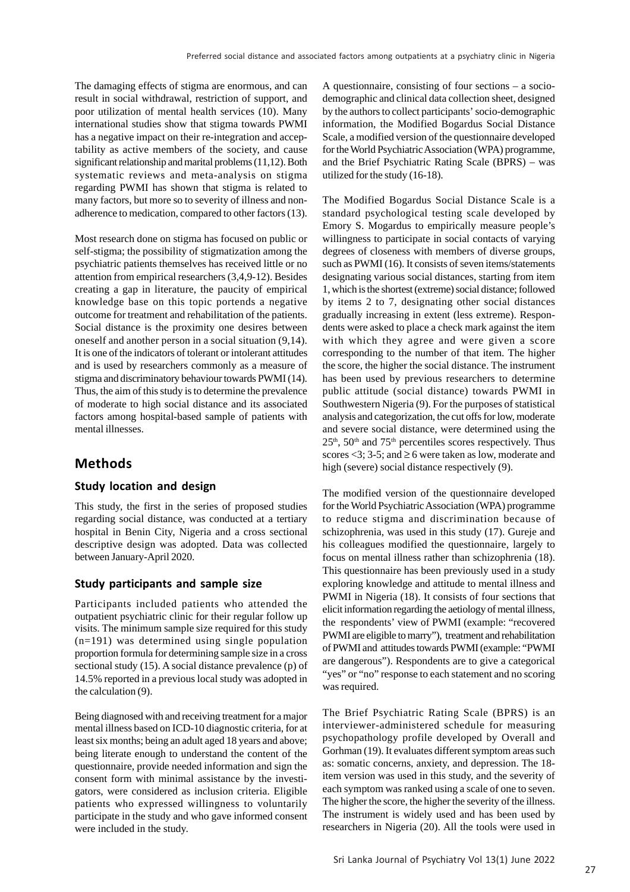The damaging effects of stigma are enormous, and can result in social withdrawal, restriction of support, and poor utilization of mental health services (10). Many international studies show that stigma towards PWMI has a negative impact on their re-integration and acceptability as active members of the society, and cause significant relationship and marital problems (11,12). Both systematic reviews and meta-analysis on stigma regarding PWMI has shown that stigma is related to many factors, but more so to severity of illness and non-adherence to medication, compared to other factors (13).

Most research done on stigma has focused on public or self-stigma; the possibility of stigmatization among the psychiatric patients themselves has received little or no attention from empirical researchers (3,4,9-12). Besides creating a gap in literature, the paucity of empirical knowledge base on this topic portends a negative outcome for treatment and rehabilitation of the patients. Social distance is the proximity one desires between oneself and another person in a social situation (9,14). It is one of the indicators of tolerant or intolerant attitudes and is used by researchers commonly as a measure of stigma and discriminatory behaviour towards PWMI (14). Thus, the aim of this study is to determine the prevalence of moderate to high social distance and its associated factors among hospital-based sample of patients with mental illnesses.

## Methods

### Study location and design

This study, the first in the series of proposed studies regarding social distance, was conducted at a tertiary hospital in Benin City, Nigeria and a cross sectional descriptive design was adopted. Data was collected between January-April 2020.

### Study participants and sample size

Participants included patients who attended the outpatient psychiatric clinic for their regular follow up visits. The minimum sample size required for this study (n=191) was determined using single population proportion formula for determining sample size in a cross sectional study (15). A social distance prevalence (p) of 14.5% reported in a previous local study was adopted in the calculation (9).

Being diagnosed with and receiving treatment for a major mental illness based on ICD-10 diagnostic criteria, for at least six months; being an adult aged 18 years and above; being literate enough to understand the content of the questionnaire, provide needed information and sign the consent form with minimal assistance by the investigators, were considered as inclusion criteria. Eligible patients who expressed willingness to voluntarily participate in the study and who gave informed consent were included in the study.

A questionnaire, consisting of four sections – a socio-demographic and clinical data collection sheet, designed by the authors to collect participants' socio-demographic information, the Modified Bogardus Social Distance Scale, a modified version of the questionnaire developed for the World Psychiatric Association (WPA) programme, and the Brief Psychiatric Rating Scale (BPRS) – was utilized for the study (16-18).

The Modified Bogardus Social Distance Scale is a standard psychological testing scale developed by Emory S. Mogardus to empirically measure people's willingness to participate in social contacts of varying degrees of closeness with members of diverse groups, such as PWMI (16). It consists of seven items/statements designating various social distances, starting from item 1, which is the shortest (extreme) social distance; followed by items 2 to 7, designating other social distances gradually increasing in extent (less extreme). Respondents were asked to place a check mark against the item with which they agree and were given a score corresponding to the number of that item. The higher the score, the higher the social distance. The instrument has been used by previous researchers to determine public attitude (social distance) towards PWMI in Southwestern Nigeria (9). For the purposes of statistical analysis and categorization, the cut offs for low, moderate and severe social distance, were determined using the 25th, 50th and 75th percentiles scores respectively. Thus scores <3; 3-5; and ≥ 6 were taken as low, moderate and high (severe) social distance respectively (9).

The modified version of the questionnaire developed for the World Psychiatric Association (WPA) programme to reduce stigma and discrimination because of schizophrenia, was used in this study (17). Gureje and his colleagues modified the questionnaire, largely to focus on mental illness rather than schizophrenia (18). This questionnaire has been previously used in a study exploring knowledge and attitude to mental illness and PWMI in Nigeria (18). It consists of four sections that elicit information regarding the aetiology of mental illness, the respondents' view of PWMI (example: "recovered PWMI are eligible to marry"), treatment and rehabilitation of PWMI and attitudes towards PWMI (example: "PWMI are dangerous"). Respondents are to give a categorical "yes" or "no" response to each statement and no scoring was required.

The Brief Psychiatric Rating Scale (BPRS) is an interviewer-administered schedule for measuring psychopathology profile developed by Overall and Gorhman (19). It evaluates different symptom areas such as: somatic concerns, anxiety, and depression. The 18-item version was used in this study, and the severity of each symptom was ranked using a scale of one to seven. The higher the score, the higher the severity of the illness. The instrument is widely used and has been used by researchers in Nigeria (20). All the tools were used in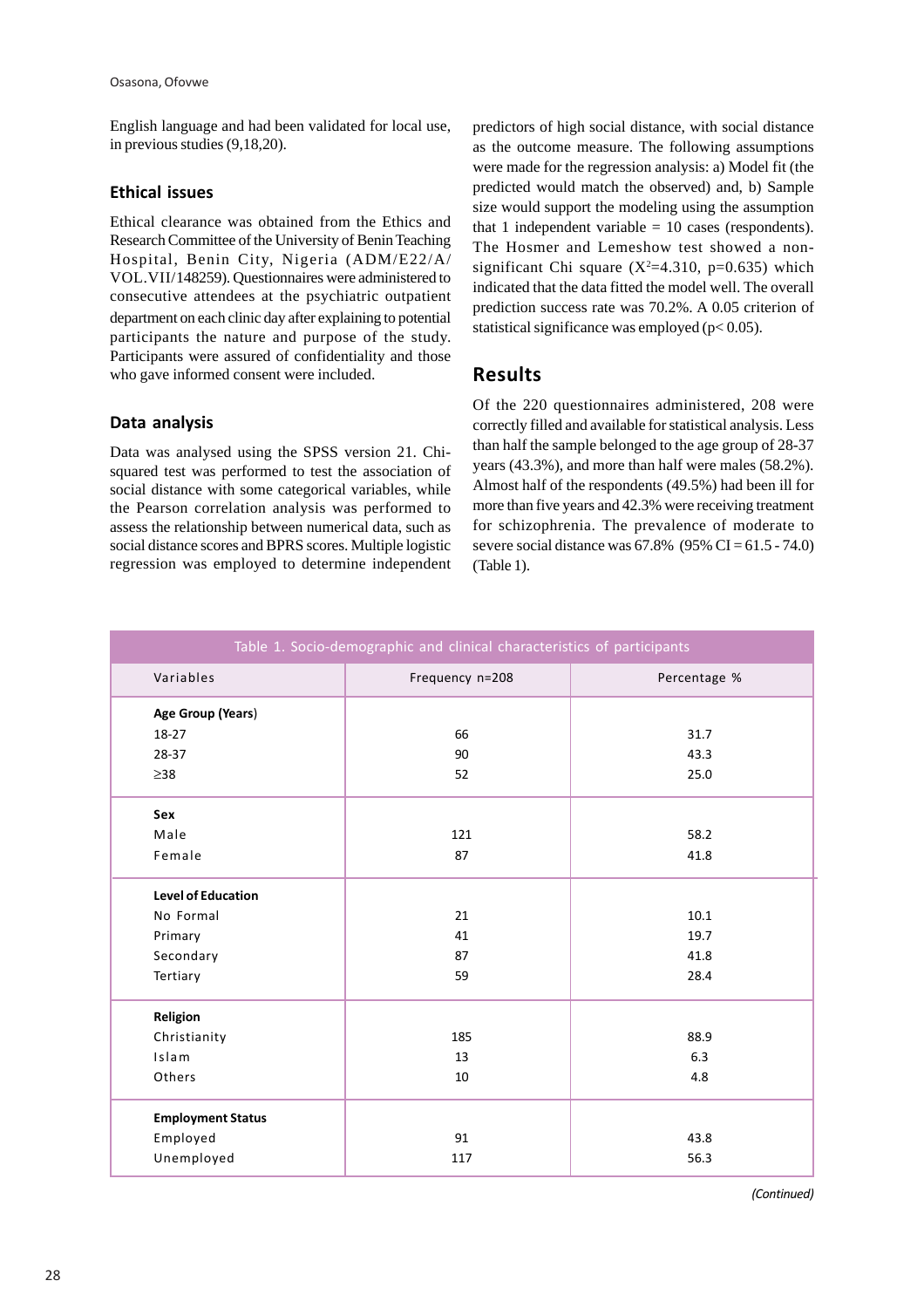English language and had been validated for local use, in previous studies (9,18,20).

## Ethical issues

Ethical clearance was obtained from the Ethics and Research Committee of the University of Benin Teaching Hospital, Benin City, Nigeria (ADM/E22/A/VOL.VII/148259). Questionnaires were administered to consecutive attendees at the psychiatric outpatient department on each clinic day after explaining to potential participants the nature and purpose of the study. Participants were assured of confidentiality and those who gave informed consent were included.

## Data analysis

Data was analysed using the SPSS version 21. Chi-squared test was performed to test the association of social distance with some categorical variables, while the Pearson correlation analysis was performed to assess the relationship between numerical data, such as social distance scores and BPRS scores. Multiple logistic regression was employed to determine independent predictors of high social distance, with social distance as the outcome measure. The following assumptions were made for the regression analysis: a) Model fit (the predicted would match the observed) and, b) Sample size would support the modeling using the assumption that 1 independent variable = 10 cases (respondents). The Hosmer and Lemeshow test showed a non-significant Chi square ($X^2$=4.310, p=0.635) which indicated that the data fitted the model well. The overall prediction success rate was 70.2%. A 0.05 criterion of statistical significance was employed ($p < 0.05$).

## Results

Of the 220 questionnaires administered, 208 were correctly filled and available for statistical analysis. Less than half the sample belonged to the age group of 28-37 years (43.3%), and more than half were males (58.2%). Almost half of the respondents (49.5%) had been ill for more than five years and 42.3% were receiving treatment for schizophrenia. The prevalence of moderate to severe social distance was 67.8% (95% CI = 61.5 - 74.0) (Table 1).

Table 1. Socio-demographic and clinical characteristics of participants

| Variables | Frequency n=208 | Percentage % |
|---|---|---|
| **Age Group (Years)** | | |
| 18-27 | 66 | 31.7 |
| 28-37 | 90 | 43.3 |
| ≥38 | 52 | 25.0 |
| **Sex** | | |
| Male | 121 | 58.2 |
| Female | 87 | 41.8 |
| **Level of Education** | | |
| No Formal | 21 | 10.1 |
| Primary | 41 | 19.7 |
| Secondary | 87 | 41.8 |
| Tertiary | 59 | 28.4 |
| **Religion** | | |
| Christianity | 185 | 88.9 |
| Islam | 13 | 6.3 |
| Others | 10 | 4.8 |
| **Employment Status** | | |
| Employed | 91 | 43.8 |
| Unemployed | 117 | 56.3 |

*(Continued)*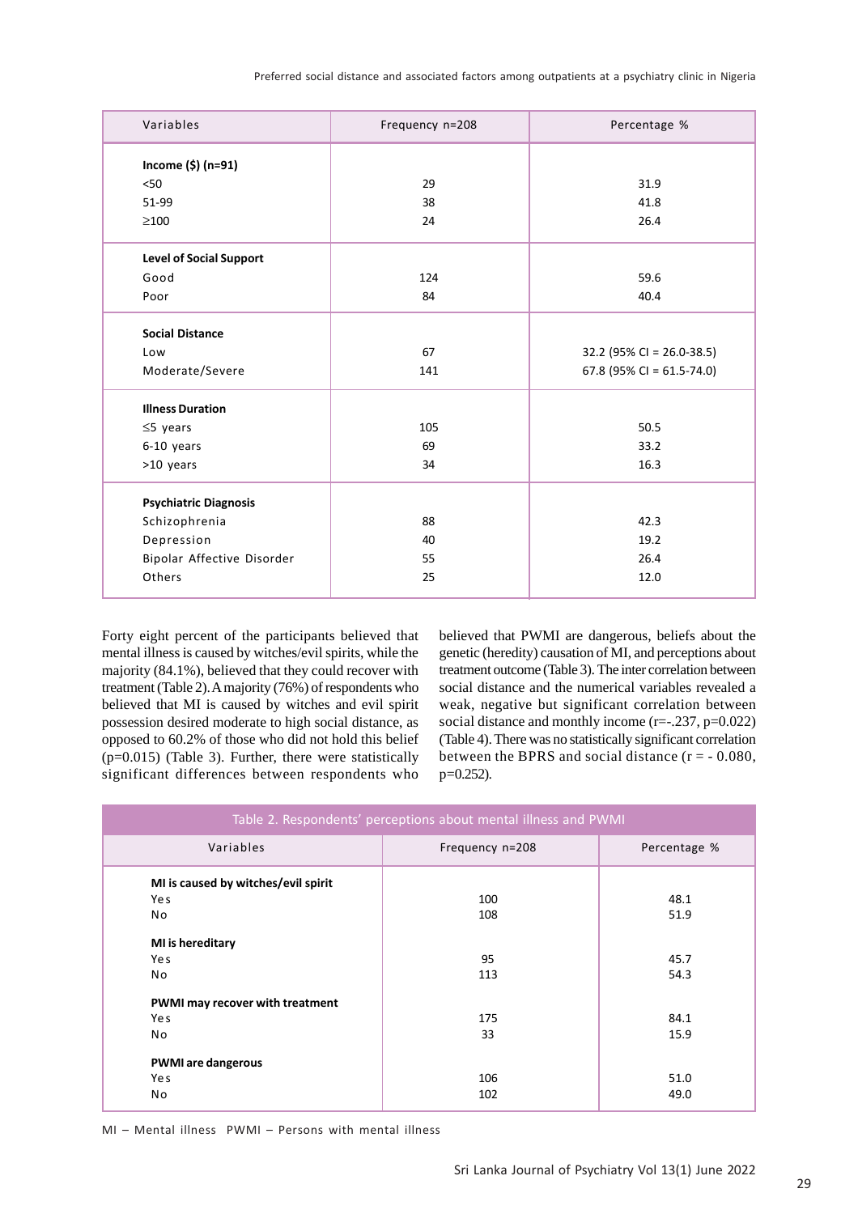| Variables | Frequency n=208 | Percentage % |
|---|---|---|
| **Income ($) (n=91)** | | |
| <50 | 29 | 31.9 |
| 51-99 | 38 | 41.8 |
| ≥100 | 24 | 26.4 |
| **Level of Social Support** | | |
| Good | 124 | 59.6 |
| Poor | 84 | 40.4 |
| **Social Distance** | | |
| Low | 67 | 32.2 (95% CI = 26.0-38.5) |
| Moderate/Severe | 141 | 67.8 (95% CI = 61.5-74.0) |
| **Illness Duration** | | |
| ≤5 years | 105 | 50.5 |
| 6-10 years | 69 | 33.2 |
| >10 years | 34 | 16.3 |
| **Psychiatric Diagnosis** | | |
| Schizophrenia | 88 | 42.3 |
| Depression | 40 | 19.2 |
| Bipolar Affective Disorder | 55 | 26.4 |
| Others | 25 | 12.0 |

Forty eight percent of the participants believed that mental illness is caused by witches/evil spirits, while the majority (84.1%), believed that they could recover with treatment (Table 2). A majority (76%) of respondents who believed that MI is caused by witches and evil spirit possession desired moderate to high social distance, as opposed to 60.2% of those who did not hold this belief (p=0.015) (Table 3). Further, there were statistically significant differences between respondents who believed that PWMI are dangerous, beliefs about the genetic (heredity) causation of MI, and perceptions about treatment outcome (Table 3). The inter correlation between social distance and the numerical variables revealed a weak, negative but significant correlation between social distance and monthly income (r=-.237, p=0.022) (Table 4). There was no statistically significant correlation between the BPRS and social distance (r = - 0.080, p=0.252).

Table 2. Respondents' perceptions about mental illness and PWMI

| Variables | Frequency n=208 | Percentage % |
|---|---|---|
| **MI is caused by witches/evil spirit** | | |
| Yes | 100 | 48.1 |
| No | 108 | 51.9 |
| **MI is hereditary** | | |
| Yes | 95 | 45.7 |
| No | 113 | 54.3 |
| **PWMI may recover with treatment** | | |
| Yes | 175 | 84.1 |
| No | 33 | 15.9 |
| **PWMI are dangerous** | | |
| Yes | 106 | 51.0 |
| No | 102 | 49.0 |

MI – Mental illness PWMI – Persons with mental illness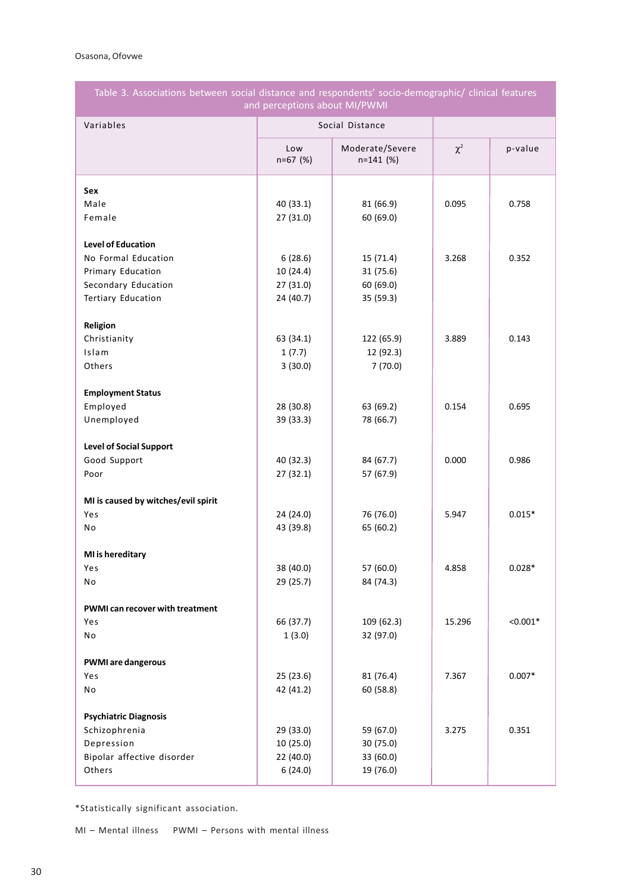Table 3. Associations between social distance and respondents' socio-demographic/ clinical features and perceptions about MI/PWMI

| Variables | Social Distance | | | |
|---|---|---|---|---|
| | Low n=67 (%) | Moderate/Severe n=141 (%) | $\chi^2$ | p-value |
| **Sex** | | | | |
| Male | 40 (33.1) | 81 (66.9) | 0.095 | 0.758 |
| Female | 27 (31.0) | 60 (69.0) | | |
| **Level of Education** | | | | |
| No Formal Education | 6 (28.6) | 15 (71.4) | 3.268 | 0.352 |
| Primary Education | 10 (24.4) | 31 (75.6) | | |
| Secondary Education | 27 (31.0) | 60 (69.0) | | |
| Tertiary Education | 24 (40.7) | 35 (59.3) | | |
| **Religion** | | | | |
| Christianity | 63 (34.1) | 122 (65.9) | 3.889 | 0.143 |
| Islam | 1 (7.7) | 12 (92.3) | | |
| Others | 3 (30.0) | 7 (70.0) | | |
| **Employment Status** | | | | |
| Employed | 28 (30.8) | 63 (69.2) | 0.154 | 0.695 |
| Unemployed | 39 (33.3) | 78 (66.7) | | |
| **Level of Social Support** | | | | |
| Good Support | 40 (32.3) | 84 (67.7) | 0.000 | 0.986 |
| Poor | 27 (32.1) | 57 (67.9) | | |
| **MI is caused by witches/evil spirit** | | | | |
| Yes | 24 (24.0) | 76 (76.0) | 5.947 | 0.015* |
| No | 43 (39.8) | 65 (60.2) | | |
| **MI is hereditary** | | | | |
| Yes | 38 (40.0) | 57 (60.0) | 4.858 | 0.028* |
| No | 29 (25.7) | 84 (74.3) | | |
| **PWMI can recover with treatment** | | | | |
| Yes | 66 (37.7) | 109 (62.3) | 15.296 | <0.001* |
| No | 1 (3.0) | 32 (97.0) | | |
| **PWMI are dangerous** | | | | |
| Yes | 25 (23.6) | 81 (76.4) | 7.367 | 0.007* |
| No | 42 (41.2) | 60 (58.8) | | |
| **Psychiatric Diagnosis** | | | | |
| Schizophrenia | 29 (33.0) | 59 (67.0) | 3.275 | 0.351 |
| Depression | 10 (25.0) | 30 (75.0) | | |
| Bipolar affective disorder | 22 (40.0) | 33 (60.0) | | |
| Others | 6 (24.0) | 19 (76.0) | | |

*Statistically significant association.

MI – Mental illness   PWMI – Persons with mental illness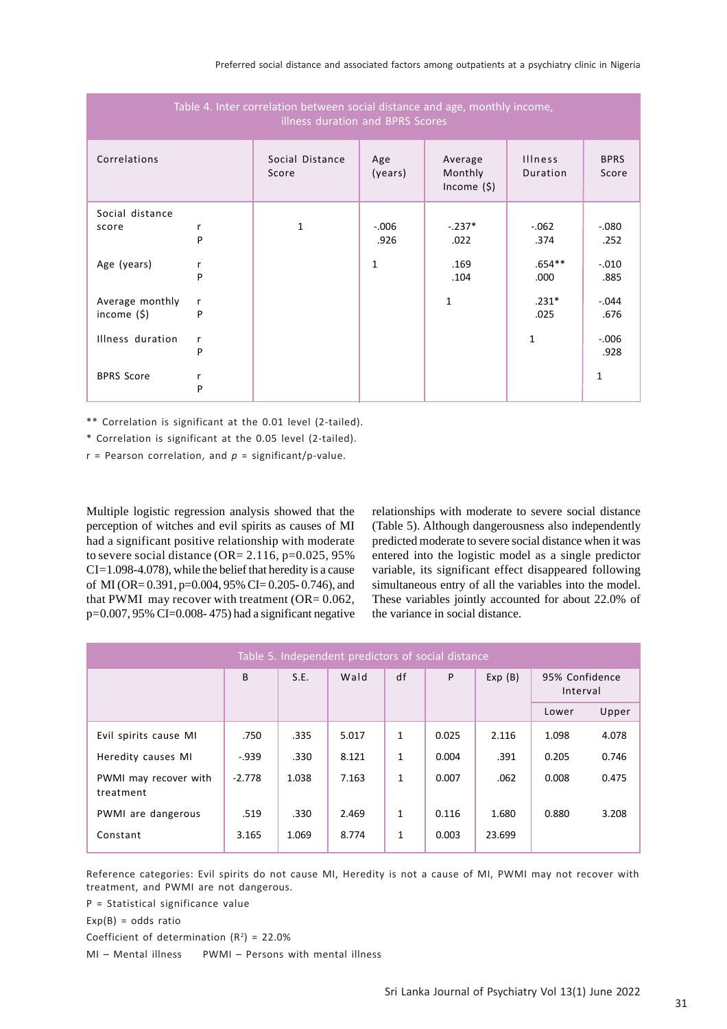Table 4. Inter correlation between social distance and age, monthly income, illness duration and BPRS Scores

| Correlations | | Social Distance Score | Age (years) | Average Monthly Income ($) | Illness Duration | BPRS Score |
|---|---|---|---|---|---|---|
| Social distance score | r | 1 | -.006 | -.237* | -.062 | -.080 |
| | P | | .926 | .022 | .374 | .252 |
| Age (years) | r | | 1 | .169 | .654** | -.010 |
| | P | | | .104 | .000 | .885 |
| Average monthly income ($) | r | | | 1 | .231* | -.044 |
| | P | | | | .025 | .676 |
| Illness duration | r | | | | 1 | -.006 |
| | P | | | | | .928 |
| BPRS Score | r | | | | | 1 |
| | P | | | | | |

** Correlation is significant at the 0.01 level (2-tailed).

* Correlation is significant at the 0.05 level (2-tailed).

r = Pearson correlation, and *p* = significant/p-value.

Multiple logistic regression analysis showed that the perception of witches and evil spirits as causes of MI had a significant positive relationship with moderate to severe social distance (OR= 2.116, p=0.025, 95% CI=1.098-4.078), while the belief that heredity is a cause of MI (OR= 0.391, p=0.004, 95% CI= 0.205- 0.746), and that PWMI may recover with treatment (OR= 0.062, p=0.007, 95% CI=0.008- 475) had a significant negative relationships with moderate to severe social distance (Table 5). Although dangerousness also independently predicted moderate to severe social distance when it was entered into the logistic model as a single predictor variable, its significant effect disappeared following simultaneous entry of all the variables into the model. These variables jointly accounted for about 22.0% of the variance in social distance.

Table 5. Independent predictors of social distance

| | B | S.E. | Wald | df | P | Exp (B) | 95% Confidence Interval | |
|---|---|---|---|---|---|---|---|---|
| | | | | | | | Lower | Upper |
| Evil spirits cause MI | .750 | .335 | 5.017 | 1 | 0.025 | 2.116 | 1.098 | 4.078 |
| Heredity causes MI | -.939 | .330 | 8.121 | 1 | 0.004 | .391 | 0.205 | 0.746 |
| PWMI may recover with treatment | -2.778 | 1.038 | 7.163 | 1 | 0.007 | .062 | 0.008 | 0.475 |
| PWMI are dangerous | .519 | .330 | 2.469 | 1 | 0.116 | 1.680 | 0.880 | 3.208 |
| Constant | 3.165 | 1.069 | 8.774 | 1 | 0.003 | 23.699 | | |

Reference categories: Evil spirits do not cause MI, Heredity is not a cause of MI, PWMI may not recover with treatment, and PWMI are not dangerous.

P = Statistical significance value

Exp(B) = odds ratio

Coefficient of determination ($R^2$) = 22.0%

MI – Mental illness PWMI – Persons with mental illness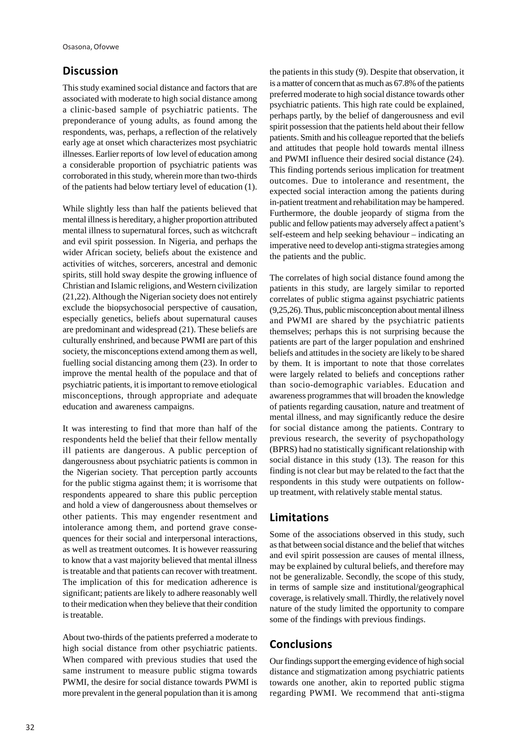## Discussion

This study examined social distance and factors that are associated with moderate to high social distance among a clinic-based sample of psychiatric patients. The preponderance of young adults, as found among the respondents, was, perhaps, a reflection of the relatively early age at onset which characterizes most psychiatric illnesses. Earlier reports of low level of education among a considerable proportion of psychiatric patients was corroborated in this study, wherein more than two-thirds of the patients had below tertiary level of education (1).

While slightly less than half the patients believed that mental illness is hereditary, a higher proportion attributed mental illness to supernatural forces, such as witchcraft and evil spirit possession. In Nigeria, and perhaps the wider African society, beliefs about the existence and activities of witches, sorcerers, ancestral and demonic spirits, still hold sway despite the growing influence of Christian and Islamic religions, and Western civilization (21,22). Although the Nigerian society does not entirely exclude the biopsychosocial perspective of causation, especially genetics, beliefs about supernatural causes are predominant and widespread (21). These beliefs are culturally enshrined, and because PWMI are part of this society, the misconceptions extend among them as well, fuelling social distancing among them (23). In order to improve the mental health of the populace and that of psychiatric patients, it is important to remove etiological misconceptions, through appropriate and adequate education and awareness campaigns.

It was interesting to find that more than half of the respondents held the belief that their fellow mentally ill patients are dangerous. A public perception of dangerousness about psychiatric patients is common in the Nigerian society. That perception partly accounts for the public stigma against them; it is worrisome that respondents appeared to share this public perception and hold a view of dangerousness about themselves or other patients. This may engender resentment and intolerance among them, and portend grave consequences for their social and interpersonal interactions, as well as treatment outcomes. It is however reassuring to know that a vast majority believed that mental illness is treatable and that patients can recover with treatment. The implication of this for medication adherence is significant; patients are likely to adhere reasonably well to their medication when they believe that their condition is treatable.

About two-thirds of the patients preferred a moderate to high social distance from other psychiatric patients. When compared with previous studies that used the same instrument to measure public stigma towards PWMI, the desire for social distance towards PWMI is more prevalent in the general population than it is among the patients in this study (9). Despite that observation, it is a matter of concern that as much as 67.8% of the patients preferred moderate to high social distance towards other psychiatric patients. This high rate could be explained, perhaps partly, by the belief of dangerousness and evil spirit possession that the patients held about their fellow patients. Smith and his colleague reported that the beliefs and attitudes that people hold towards mental illness and PWMI influence their desired social distance (24). This finding portends serious implication for treatment outcomes. Due to intolerance and resentment, the expected social interaction among the patients during in-patient treatment and rehabilitation may be hampered. Furthermore, the double jeopardy of stigma from the public and fellow patients may adversely affect a patient's self-esteem and help seeking behaviour – indicating an imperative need to develop anti-stigma strategies among the patients and the public.

The correlates of high social distance found among the patients in this study, are largely similar to reported correlates of public stigma against psychiatric patients (9,25,26). Thus, public misconception about mental illness and PWMI are shared by the psychiatric patients themselves; perhaps this is not surprising because the patients are part of the larger population and enshrined beliefs and attitudes in the society are likely to be shared by them. It is important to note that those correlates were largely related to beliefs and conceptions rather than socio-demographic variables. Education and awareness programmes that will broaden the knowledge of patients regarding causation, nature and treatment of mental illness, and may significantly reduce the desire for social distance among the patients. Contrary to previous research, the severity of psychopathology (BPRS) had no statistically significant relationship with social distance in this study (13). The reason for this finding is not clear but may be related to the fact that the respondents in this study were outpatients on follow-up treatment, with relatively stable mental status.

## Limitations

Some of the associations observed in this study, such as that between social distance and the belief that witches and evil spirit possession are causes of mental illness, may be explained by cultural beliefs, and therefore may not be generalizable. Secondly, the scope of this study, in terms of sample size and institutional/geographical coverage, is relatively small. Thirdly, the relatively novel nature of the study limited the opportunity to compare some of the findings with previous findings.

## Conclusions

Our findings support the emerging evidence of high social distance and stigmatization among psychiatric patients towards one another, akin to reported public stigma regarding PWMI. We recommend that anti-stigma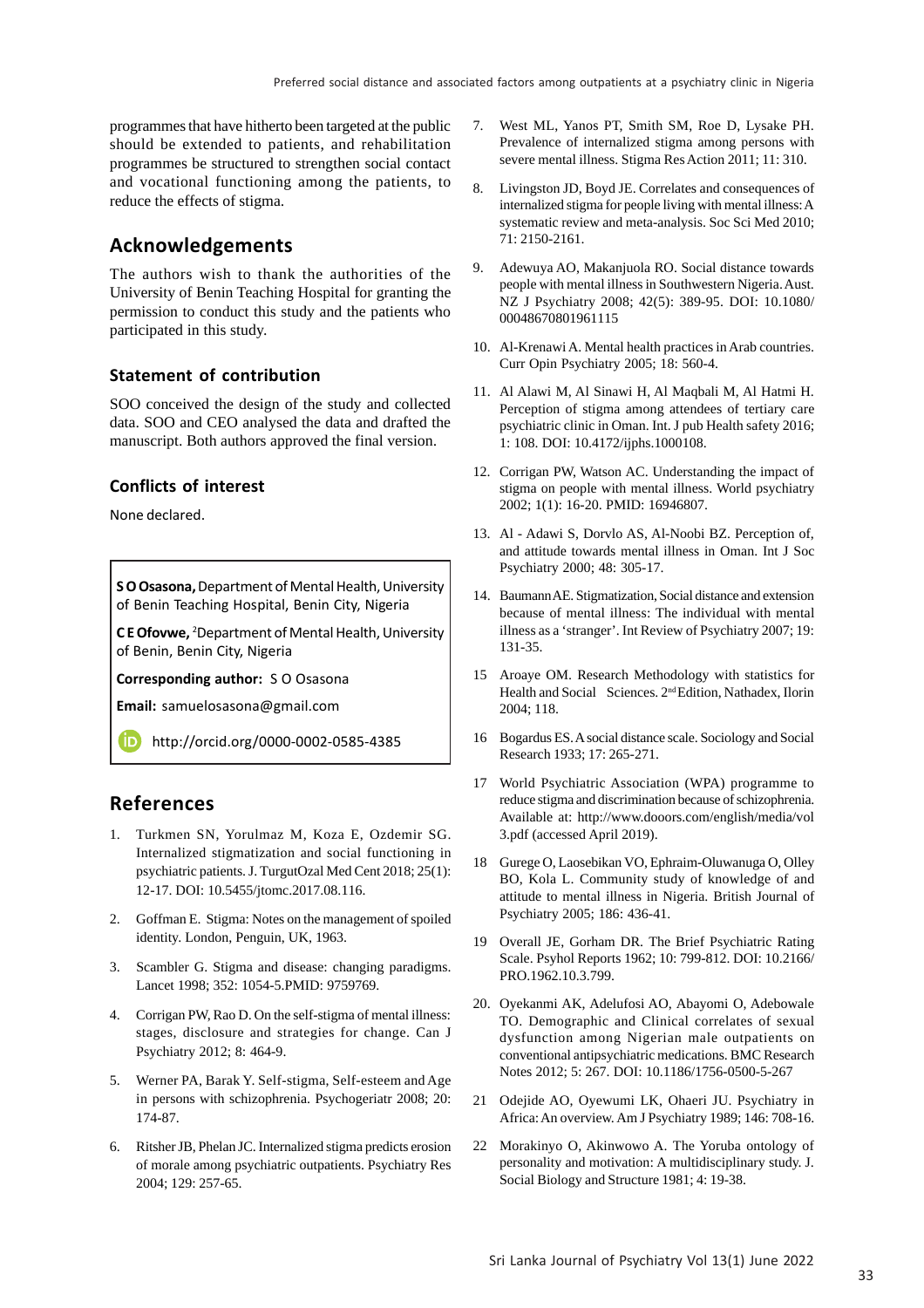programmes that have hitherto been targeted at the public should be extended to patients, and rehabilitation programmes be structured to strengthen social contact and vocational functioning among the patients, to reduce the effects of stigma.

## Acknowledgements

The authors wish to thank the authorities of the University of Benin Teaching Hospital for granting the permission to conduct this study and the patients who participated in this study.

### Statement of contribution

SOO conceived the design of the study and collected data. SOO and CEO analysed the data and drafted the manuscript. Both authors approved the final version.

### Conflicts of interest

None declared.

**S O Osasona,** Department of Mental Health, University of Benin Teaching Hospital, Benin City, Nigeria

**C E Ofovwe,** [2]Department of Mental Health, University of Benin, Benin City, Nigeria

**Corresponding author:** S O Osasona

**Email:** samuelosasona@gmail.com

http://orcid.org/0000-0002-0585-4385

## References

1. Turkmen SN, Yorulmaz M, Koza E, Ozdemir SG. Internalized stigmatization and social functioning in psychiatric patients. J. TurgutOzal Med Cent 2018; 25(1): 12-17. DOI: 10.5455/jtomc.2017.08.116.
2. Goffman E. Stigma: Notes on the management of spoiled identity. London, Penguin, UK, 1963.
3. Scambler G. Stigma and disease: changing paradigms. Lancet 1998; 352: 1054-5.PMID: 9759769.
4. Corrigan PW, Rao D. On the self-stigma of mental illness: stages, disclosure and strategies for change. Can J Psychiatry 2012; 8: 464-9.
5. Werner PA, Barak Y. Self-stigma, Self-esteem and Age in persons with schizophrenia. Psychogeriatr 2008; 20: 174-87.
6. Ritsher JB, Phelan JC. Internalized stigma predicts erosion of morale among psychiatric outpatients. Psychiatry Res 2004; 129: 257-65.
7. West ML, Yanos PT, Smith SM, Roe D, Lysake PH. Prevalence of internalized stigma among persons with severe mental illness. Stigma Res Action 2011; 11: 310.
8. Livingston JD, Boyd JE. Correlates and consequences of internalized stigma for people living with mental illness: A systematic review and meta-analysis. Soc Sci Med 2010; 71: 2150-2161.
9. Adewuya AO, Makanjuola RO. Social distance towards people with mental illness in Southwestern Nigeria. Aust. NZ J Psychiatry 2008; 42(5): 389-95. DOI: 10.1080/00048670801961115
10. Al-Krenawi A. Mental health practices in Arab countries. Curr Opin Psychiatry 2005; 18: 560-4.
11. Al Alawi M, Al Sinawi H, Al Maqbali M, Al Hatmi H. Perception of stigma among attendees of tertiary care psychiatric clinic in Oman. Int. J pub Health safety 2016; 1: 108. DOI: 10.4172/ijphs.1000108.
12. Corrigan PW, Watson AC. Understanding the impact of stigma on people with mental illness. World psychiatry 2002; 1(1): 16-20. PMID: 16946807.
13. Al - Adawi S, Dorvlo AS, Al-Noobi BZ. Perception of, and attitude towards mental illness in Oman. Int J Soc Psychiatry 2000; 48: 305-17.
14. Baumann AE. Stigmatization, Social distance and extension because of mental illness: The individual with mental illness as a 'stranger'. Int Review of Psychiatry 2007; 19: 131-35.
15. Aroaye OM. Research Methodology with statistics for Health and Social Sciences. 2nd Edition, Nathadex, Ilorin 2004; 118.
16. Bogardus ES. A social distance scale. Sociology and Social Research 1933; 17: 265-271.
17. World Psychiatric Association (WPA) programme to reduce stigma and discrimination because of schizophrenia. Available at: http://www.dooors.com/english/media/vol 3.pdf (accessed April 2019).
18. Gurege O, Laosebikan VO, Ephraim-Oluwanuga O, Olley BO, Kola L. Community study of knowledge of and attitude to mental illness in Nigeria. British Journal of Psychiatry 2005; 186: 436-41.
19. Overall JE, Gorham DR. The Brief Psychiatric Rating Scale. Psyhol Reports 1962; 10: 799-812. DOI: 10.2166/PRO.1962.10.3.799.
20. Oyekanmi AK, Adelufosi AO, Abayomi O, Adebowale TO. Demographic and Clinical correlates of sexual dysfunction among Nigerian male outpatients on conventional antipsychiatric medications. BMC Research Notes 2012; 5: 267. DOI: 10.1186/1756-0500-5-267
21. Odejide AO, Oyewumi LK, Ohaeri JU. Psychiatry in Africa: An overview. Am J Psychiatry 1989; 146: 708-16.
22. Morakinyo O, Akinwowo A. The Yoruba ontology of personality and motivation: A multidisciplinary study. J. Social Biology and Structure 1981; 4: 19-38.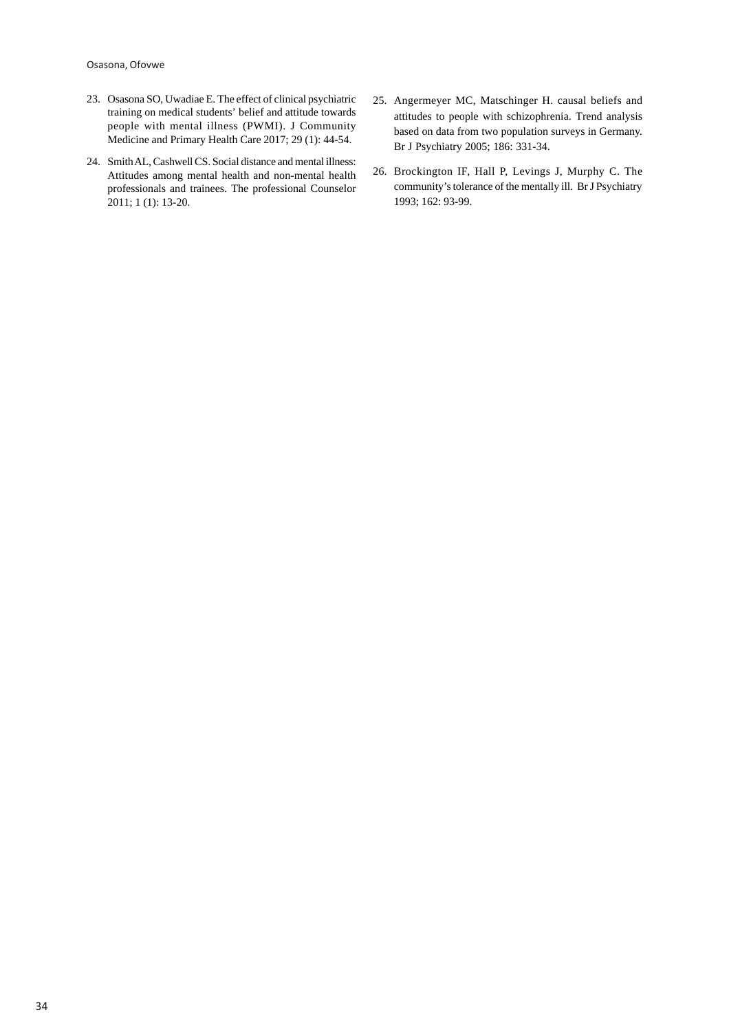23. Osasona SO, Uwadiae E. The effect of clinical psychiatric training on medical students' belief and attitude towards people with mental illness (PWMI). J Community Medicine and Primary Health Care 2017; 29 (1): 44-54.

24. Smith AL, Cashwell CS. Social distance and mental illness: Attitudes among mental health and non-mental health professionals and trainees. The professional Counselor 2011; 1 (1): 13-20.

25. Angermeyer MC, Matschinger H. causal beliefs and attitudes to people with schizophrenia. Trend analysis based on data from two population surveys in Germany. Br J Psychiatry 2005; 186: 331-34.

26. Brockington IF, Hall P, Levings J, Murphy C. The community's tolerance of the mentally ill. Br J Psychiatry 1993; 162: 93-99.